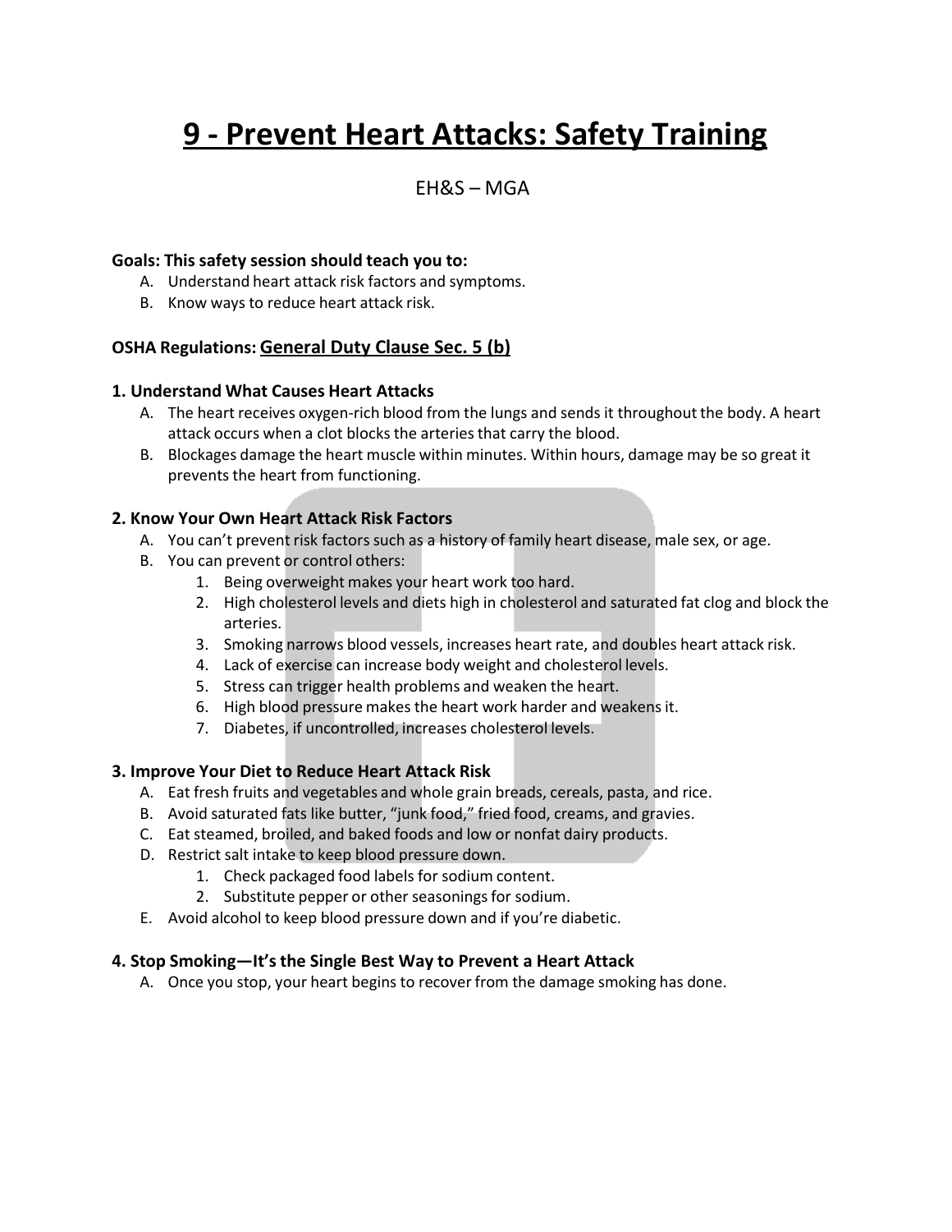# 9 - Prevent Heart Attacks: Safety Training

EH&S – MGA

**Goals: This safety session should teach you to:**

A. Understand heart attack risk factors and symptoms.
B. Know ways to reduce heart attack risk.

**OSHA Regulations:** **General Duty Clause Sec. 5 (b)**

### 1. Understand What Causes Heart Attacks

A. The heart receives oxygen-rich blood from the lungs and sends it throughout the body. A heart attack occurs when a clot blocks the arteries that carry the blood.
B. Blockages damage the heart muscle within minutes. Within hours, damage may be so great it prevents the heart from functioning.

### 2. Know Your Own Heart Attack Risk Factors

A. You can't prevent risk factors such as a history of family heart disease, male sex, or age.
B. You can prevent or control others:
   1. Being overweight makes your heart work too hard.
   2. High cholesterol levels and diets high in cholesterol and saturated fat clog and block the arteries.
   3. Smoking narrows blood vessels, increases heart rate, and doubles heart attack risk.
   4. Lack of exercise can increase body weight and cholesterol levels.
   5. Stress can trigger health problems and weaken the heart.
   6. High blood pressure makes the heart work harder and weakens it.
   7. Diabetes, if uncontrolled, increases cholesterol levels.

### 3. Improve Your Diet to Reduce Heart Attack Risk

A. Eat fresh fruits and vegetables and whole grain breads, cereals, pasta, and rice.
B. Avoid saturated fats like butter, "junk food," fried food, creams, and gravies.
C. Eat steamed, broiled, and baked foods and low or nonfat dairy products.
D. Restrict salt intake to keep blood pressure down.
   1. Check packaged food labels for sodium content.
   2. Substitute pepper or other seasonings for sodium.
E. Avoid alcohol to keep blood pressure down and if you're diabetic.

### 4. Stop Smoking—It's the Single Best Way to Prevent a Heart Attack

A. Once you stop, your heart begins to recover from the damage smoking has done.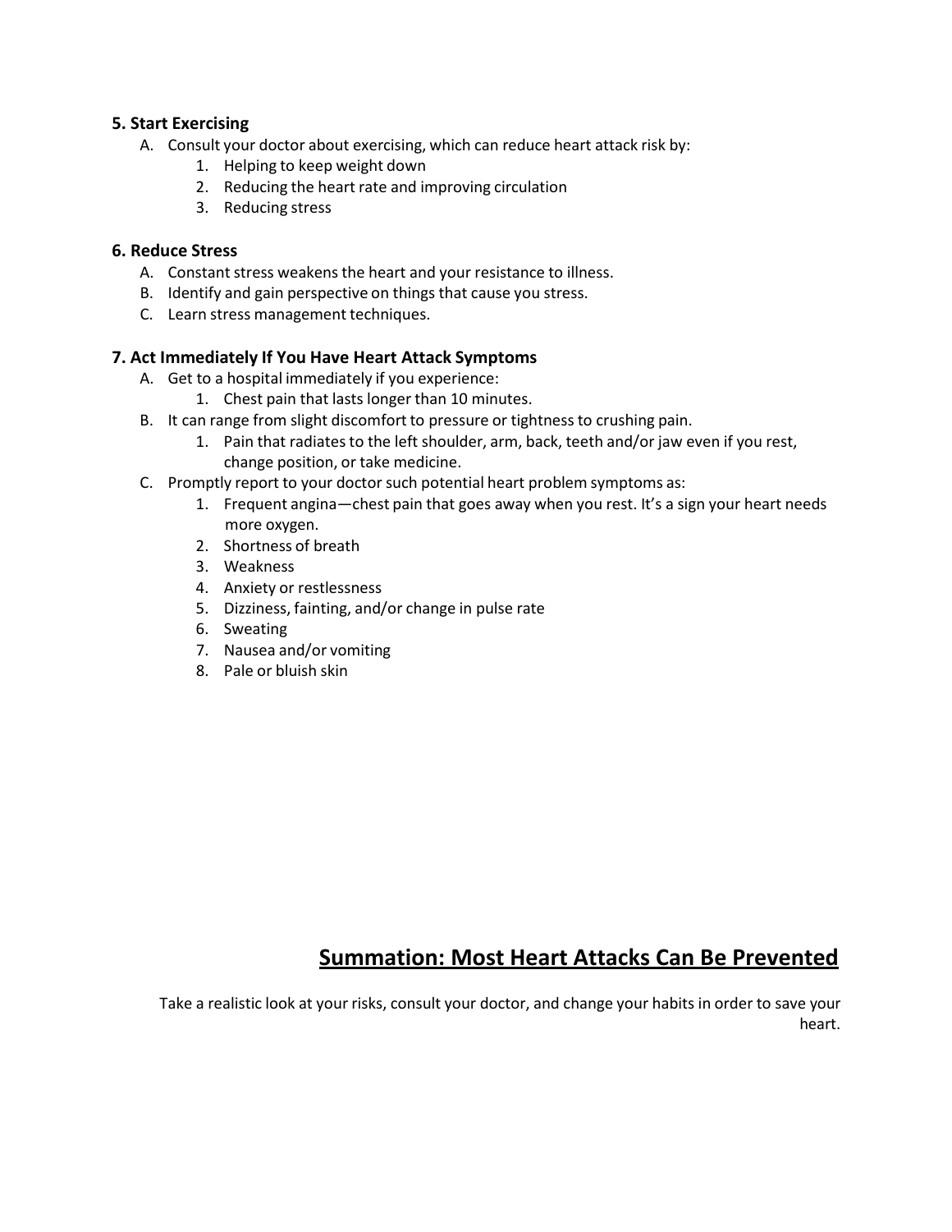**5. Start Exercising**

A. Consult your doctor about exercising, which can reduce heart attack risk by:
   1. Helping to keep weight down
   2. Reducing the heart rate and improving circulation
   3. Reducing stress

**6. Reduce Stress**

A. Constant stress weakens the heart and your resistance to illness.
B. Identify and gain perspective on things that cause you stress.
C. Learn stress management techniques.

**7. Act Immediately If You Have Heart Attack Symptoms**

A. Get to a hospital immediately if you experience:
   1. Chest pain that lasts longer than 10 minutes.
B. It can range from slight discomfort to pressure or tightness to crushing pain.
   1. Pain that radiates to the left shoulder, arm, back, teeth and/or jaw even if you rest, change position, or take medicine.
C. Promptly report to your doctor such potential heart problem symptoms as:
   1. Frequent angina—chest pain that goes away when you rest. It's a sign your heart needs more oxygen.
   2. Shortness of breath
   3. Weakness
   4. Anxiety or restlessness
   5. Dizziness, fainting, and/or change in pulse rate
   6. Sweating
   7. Nausea and/or vomiting
   8. Pale or bluish skin

## <u>Summation: Most Heart Attacks Can Be Prevented</u>

Take a realistic look at your risks, consult your doctor, and change your habits in order to save your heart.